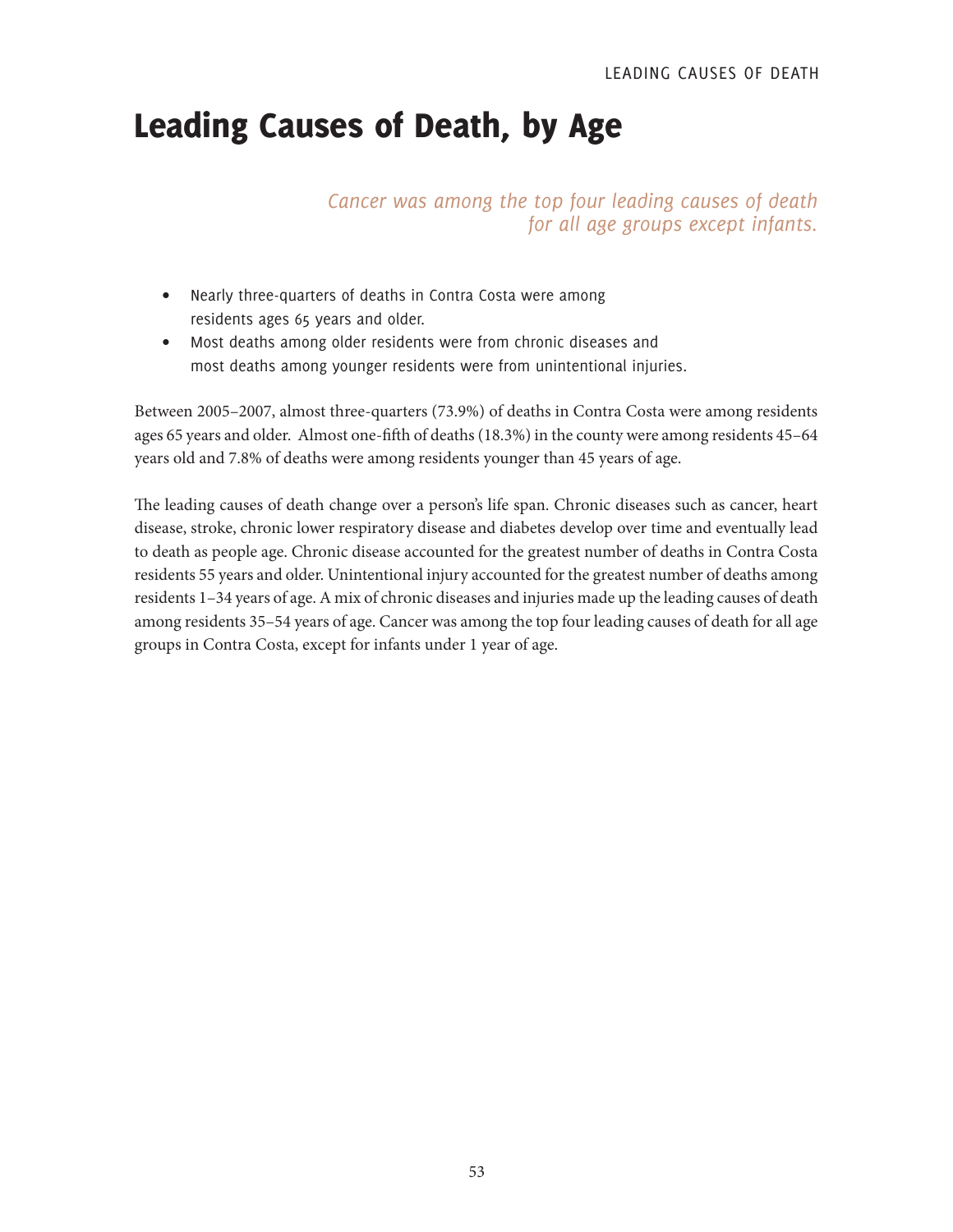# Leading Causes of Death, by Age

*Cancer was among the top four leading causes of death for all age groups except infants.*

- Nearly three-quarters of deaths in Contra Costa were among residents ages 65 years and older.
- Most deaths among older residents were from chronic diseases and most deaths among younger residents were from unintentional injuries.

Between 2005–2007, almost three-quarters (73.9%) of deaths in Contra Costa were among residents ages 65 years and older. Almost one-fifth of deaths (18.3%) in the county were among residents 45–64 years old and 7.8% of deaths were among residents younger than 45 years of age.

The leading causes of death change over a person's life span. Chronic diseases such as cancer, heart disease, stroke, chronic lower respiratory disease and diabetes develop over time and eventually lead to death as people age. Chronic disease accounted for the greatest number of deaths in Contra Costa residents 55 years and older. Unintentional injury accounted for the greatest number of deaths among residents 1–34 years of age. A mix of chronic diseases and injuries made up the leading causes of death among residents 35–54 years of age. Cancer was among the top four leading causes of death for all age groups in Contra Costa, except for infants under 1 year of age.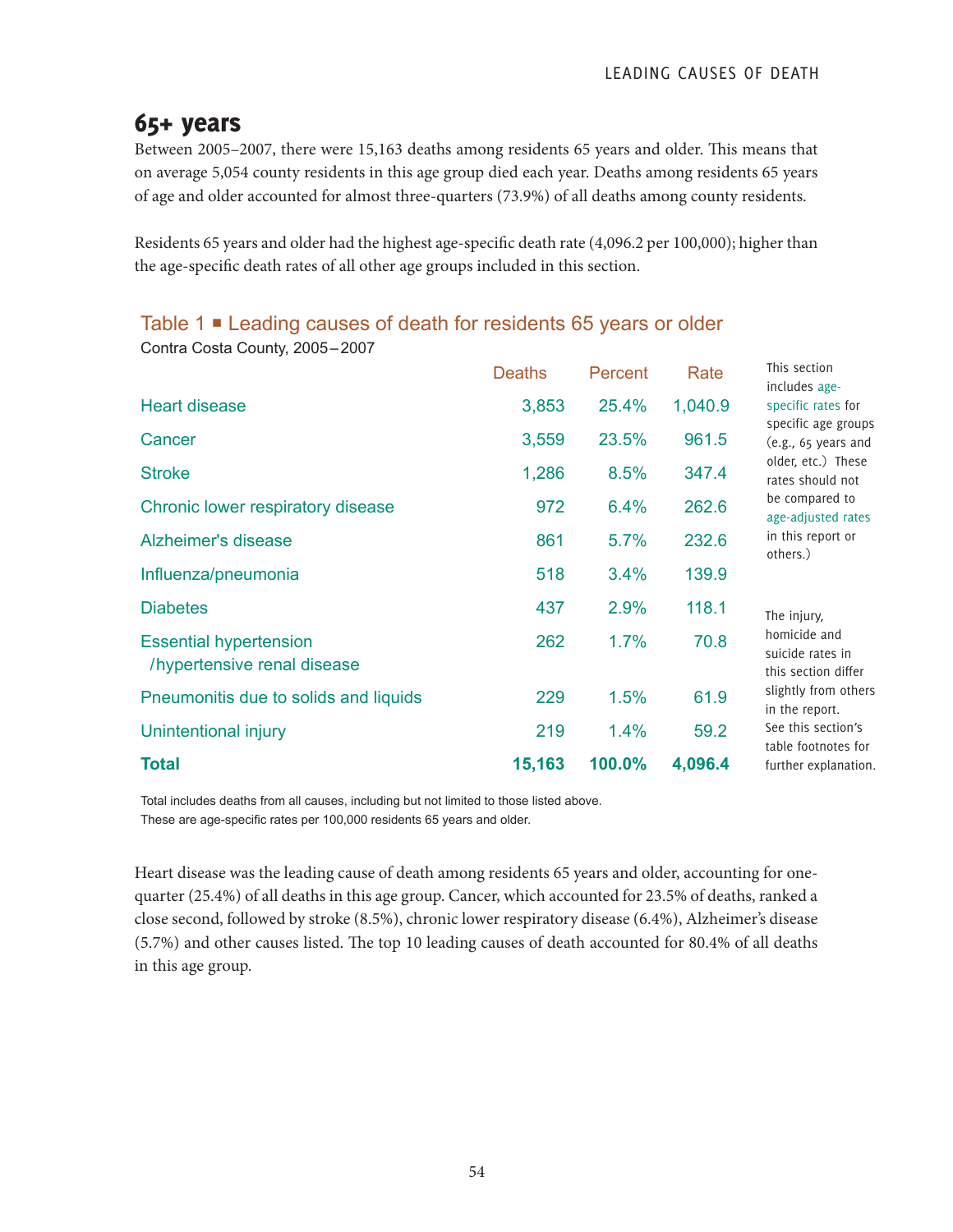## 65+ years

Between 2005–2007, there were 15,163 deaths among residents 65 years and older. This means that on average 5,054 county residents in this age group died each year. Deaths among residents 65 years of age and older accounted for almost three-quarters (73.9%) of all deaths among county residents.

Residents 65 years and older had the highest age-specific death rate (4,096.2 per 100,000); higher than the age-specific death rates of all other age groups included in this section.

### Table 1 ■ Leading causes of death for residents 65 years or older

Contra Costa County, 2005–2007

| | Deaths | Percent | Rate |
|---|---|---|---|
| Heart disease | 3,853 | 25.4% | 1,040.9 |
| Cancer | 3,559 | 23.5% | 961.5 |
| Stroke | 1,286 | 8.5% | 347.4 |
| Chronic lower respiratory disease | 972 | 6.4% | 262.6 |
| Alzheimer's disease | 861 | 5.7% | 232.6 |
| Influenza/pneumonia | 518 | 3.4% | 139.9 |
| Diabetes | 437 | 2.9% | 118.1 |
| Essential hypertension /hypertensive renal disease | 262 | 1.7% | 70.8 |
| Pneumonitis due to solids and liquids | 229 | 1.5% | 61.9 |
| Unintentional injury | 219 | 1.4% | 59.2 |
| **Total** | **15,163** | **100.0%** | **4,096.4** |

Total includes deaths from all causes, including but not limited to those listed above.
These are age-specific rates per 100,000 residents 65 years and older.

This section includes age-specific rates for specific age groups (e.g., 65 years and older, etc.) These rates should not be compared to age-adjusted rates in this report or others.)

The injury, homicide and suicide rates in this section differ slightly from others in the report. See this section's table footnotes for further explanation.

Heart disease was the leading cause of death among residents 65 years and older, accounting for one-quarter (25.4%) of all deaths in this age group. Cancer, which accounted for 23.5% of deaths, ranked a close second, followed by stroke (8.5%), chronic lower respiratory disease (6.4%), Alzheimer's disease (5.7%) and other causes listed. The top 10 leading causes of death accounted for 80.4% of all deaths in this age group.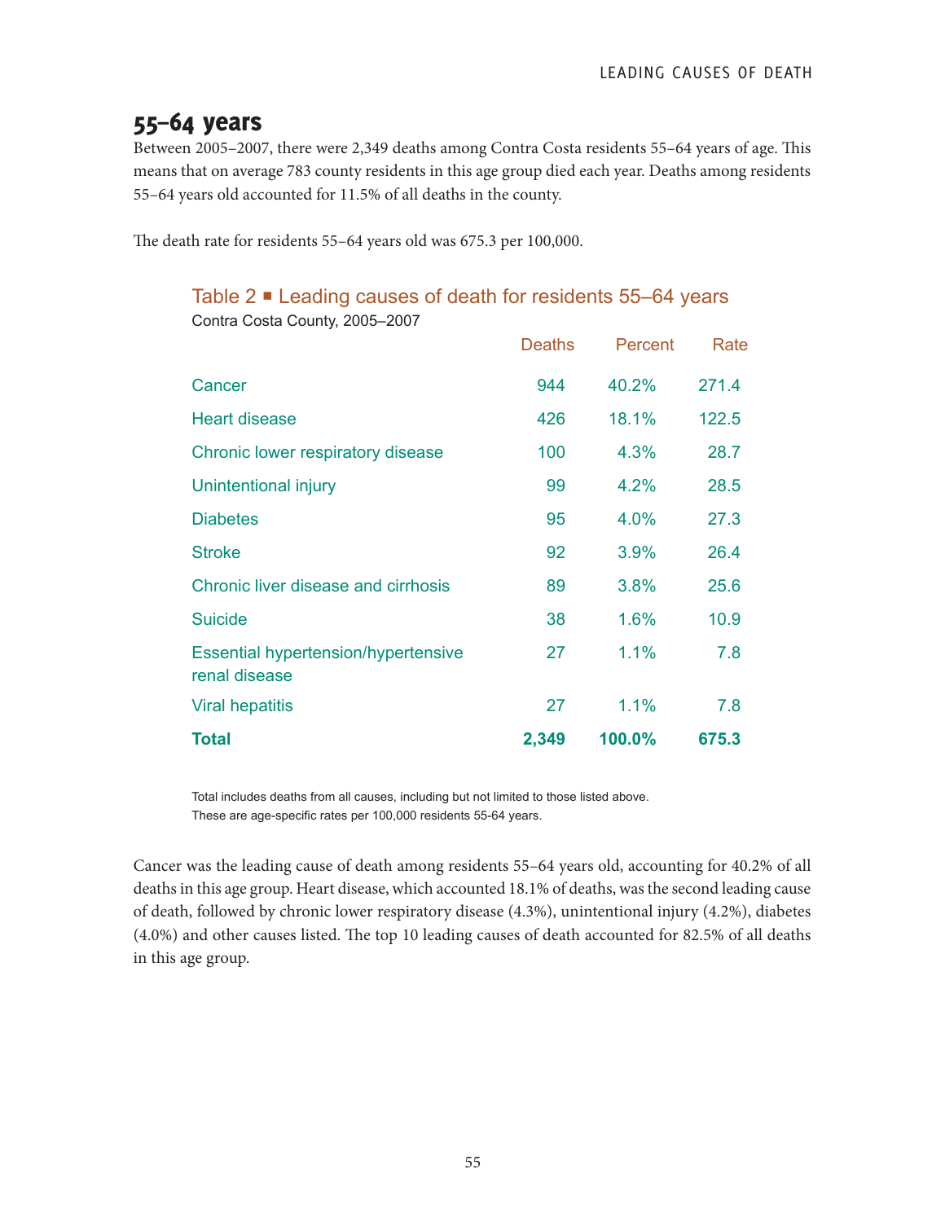## 55–64 years

Between 2005–2007, there were 2,349 deaths among Contra Costa residents 55–64 years of age. This means that on average 783 county residents in this age group died each year. Deaths among residents 55–64 years old accounted for 11.5% of all deaths in the county.

The death rate for residents 55–64 years old was 675.3 per 100,000.

### Table 2 ■ Leading causes of death for residents 55–64 years

Contra Costa County, 2005–2007

| | Deaths | Percent | Rate |
|---|---|---|---|
| Cancer | 944 | 40.2% | 271.4 |
| Heart disease | 426 | 18.1% | 122.5 |
| Chronic lower respiratory disease | 100 | 4.3% | 28.7 |
| Unintentional injury | 99 | 4.2% | 28.5 |
| Diabetes | 95 | 4.0% | 27.3 |
| Stroke | 92 | 3.9% | 26.4 |
| Chronic liver disease and cirrhosis | 89 | 3.8% | 25.6 |
| Suicide | 38 | 1.6% | 10.9 |
| Essential hypertension/hypertensive renal disease | 27 | 1.1% | 7.8 |
| Viral hepatitis | 27 | 1.1% | 7.8 |
| **Total** | **2,349** | **100.0%** | **675.3** |

Total includes deaths from all causes, including but not limited to those listed above.
These are age-specific rates per 100,000 residents 55-64 years.

Cancer was the leading cause of death among residents 55–64 years old, accounting for 40.2% of all deaths in this age group. Heart disease, which accounted 18.1% of deaths, was the second leading cause of death, followed by chronic lower respiratory disease (4.3%), unintentional injury (4.2%), diabetes (4.0%) and other causes listed. The top 10 leading causes of death accounted for 82.5% of all deaths in this age group.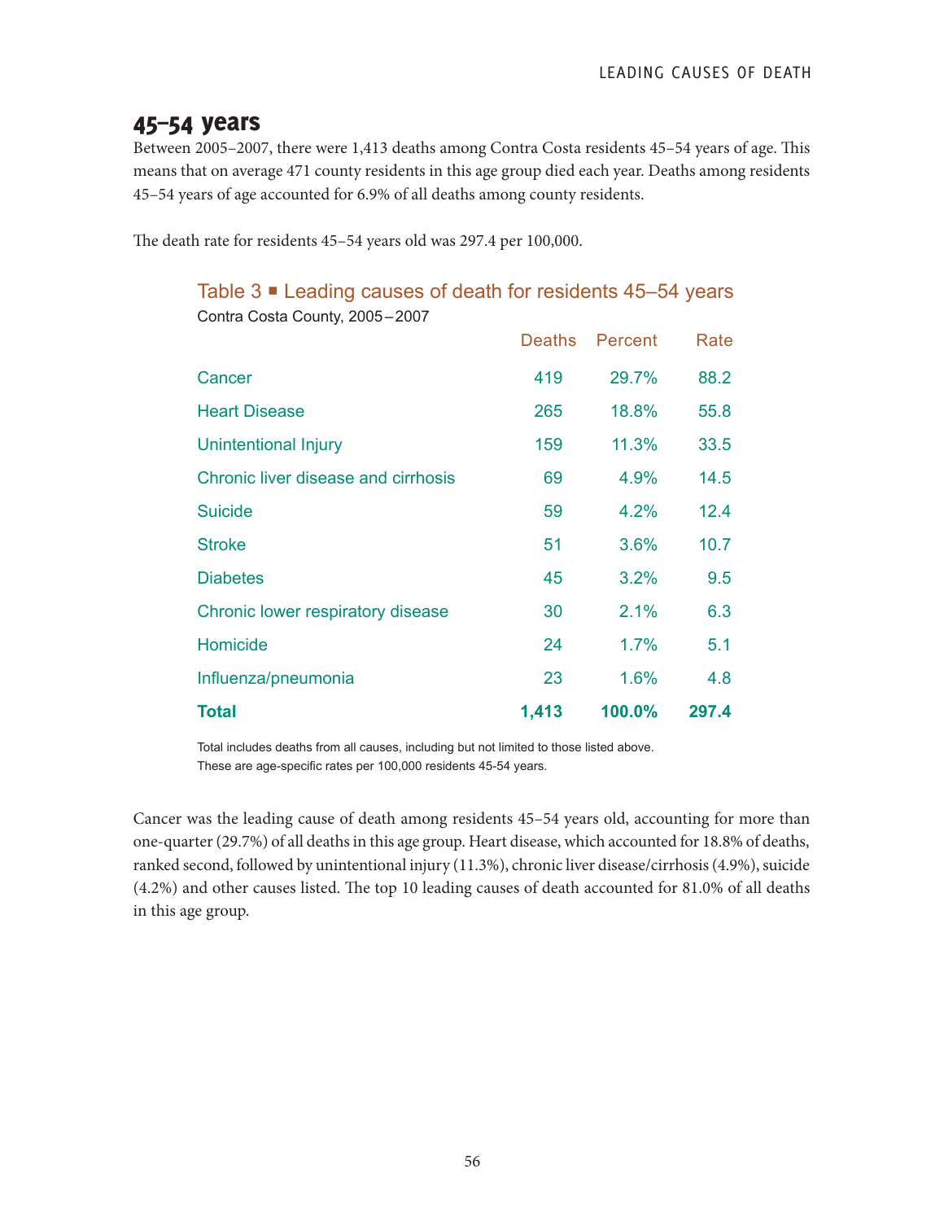## 45–54 years

Between 2005–2007, there were 1,413 deaths among Contra Costa residents 45–54 years of age. This means that on average 471 county residents in this age group died each year. Deaths among residents 45–54 years of age accounted for 6.9% of all deaths among county residents.

The death rate for residents 45–54 years old was 297.4 per 100,000.

### Table 3 ▪ Leading causes of death for residents 45–54 years

Contra Costa County, 2005–2007

| | Deaths | Percent | Rate |
|---|---|---|---|
| Cancer | 419 | 29.7% | 88.2 |
| Heart Disease | 265 | 18.8% | 55.8 |
| Unintentional Injury | 159 | 11.3% | 33.5 |
| Chronic liver disease and cirrhosis | 69 | 4.9% | 14.5 |
| Suicide | 59 | 4.2% | 12.4 |
| Stroke | 51 | 3.6% | 10.7 |
| Diabetes | 45 | 3.2% | 9.5 |
| Chronic lower respiratory disease | 30 | 2.1% | 6.3 |
| Homicide | 24 | 1.7% | 5.1 |
| Influenza/pneumonia | 23 | 1.6% | 4.8 |
| **Total** | **1,413** | **100.0%** | **297.4** |

Total includes deaths from all causes, including but not limited to those listed above.
These are age-specific rates per 100,000 residents 45-54 years.

Cancer was the leading cause of death among residents 45–54 years old, accounting for more than one-quarter (29.7%) of all deaths in this age group. Heart disease, which accounted for 18.8% of deaths, ranked second, followed by unintentional injury (11.3%), chronic liver disease/cirrhosis (4.9%), suicide (4.2%) and other causes listed. The top 10 leading causes of death accounted for 81.0% of all deaths in this age group.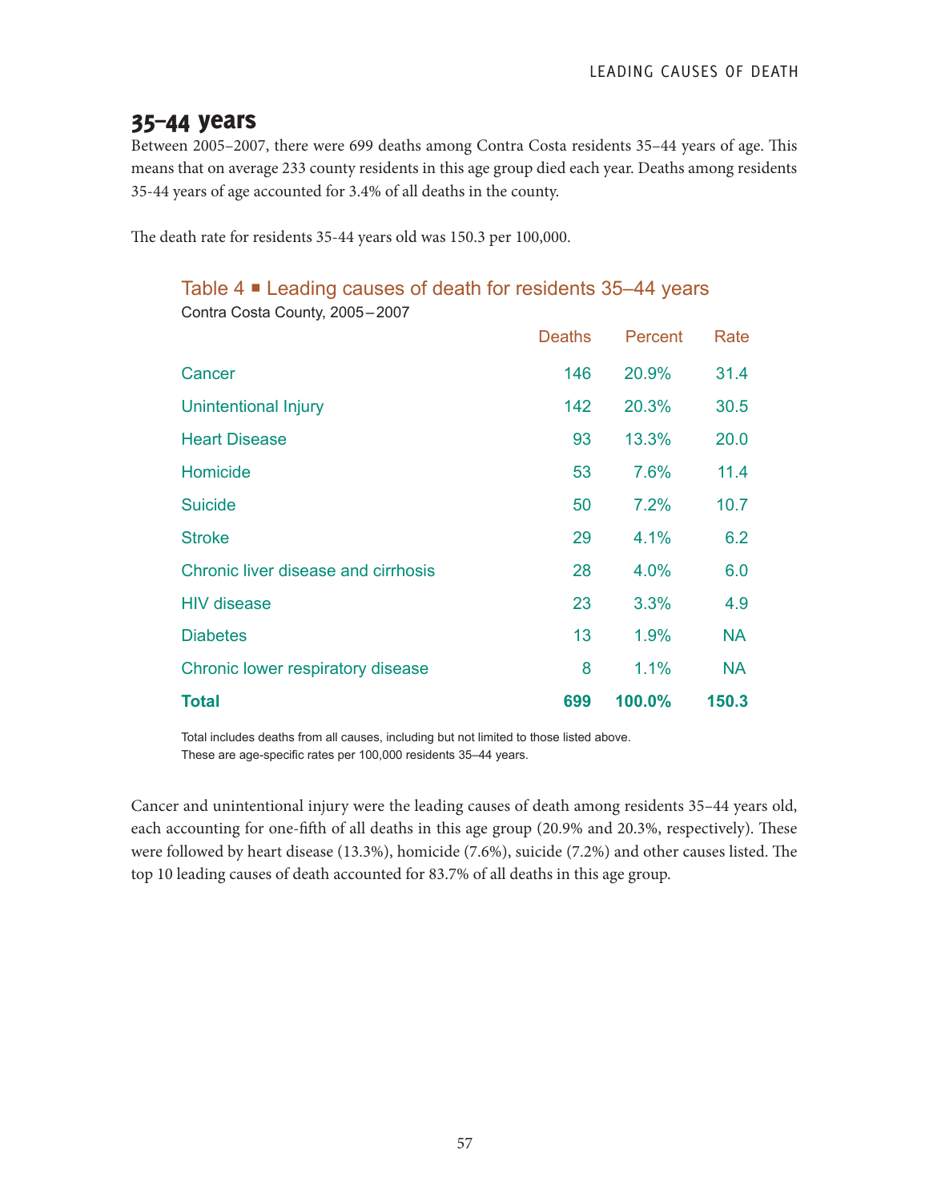## 35–44 years

Between 2005–2007, there were 699 deaths among Contra Costa residents 35–44 years of age. This means that on average 233 county residents in this age group died each year. Deaths among residents 35-44 years of age accounted for 3.4% of all deaths in the county.

The death rate for residents 35-44 years old was 150.3 per 100,000.

### Table 4 ■ Leading causes of death for residents 35–44 years

Contra Costa County, 2005 – 2007

| | Deaths | Percent | Rate |
|---|---|---|---|
| Cancer | 146 | 20.9% | 31.4 |
| Unintentional Injury | 142 | 20.3% | 30.5 |
| Heart Disease | 93 | 13.3% | 20.0 |
| Homicide | 53 | 7.6% | 11.4 |
| Suicide | 50 | 7.2% | 10.7 |
| Stroke | 29 | 4.1% | 6.2 |
| Chronic liver disease and cirrhosis | 28 | 4.0% | 6.0 |
| HIV disease | 23 | 3.3% | 4.9 |
| Diabetes | 13 | 1.9% | NA |
| Chronic lower respiratory disease | 8 | 1.1% | NA |
| **Total** | **699** | **100.0%** | **150.3** |

Total includes deaths from all causes, including but not limited to those listed above.
These are age-specific rates per 100,000 residents 35–44 years.

Cancer and unintentional injury were the leading causes of death among residents 35–44 years old, each accounting for one-fifth of all deaths in this age group (20.9% and 20.3%, respectively). These were followed by heart disease (13.3%), homicide (7.6%), suicide (7.2%) and other causes listed. The top 10 leading causes of death accounted for 83.7% of all deaths in this age group.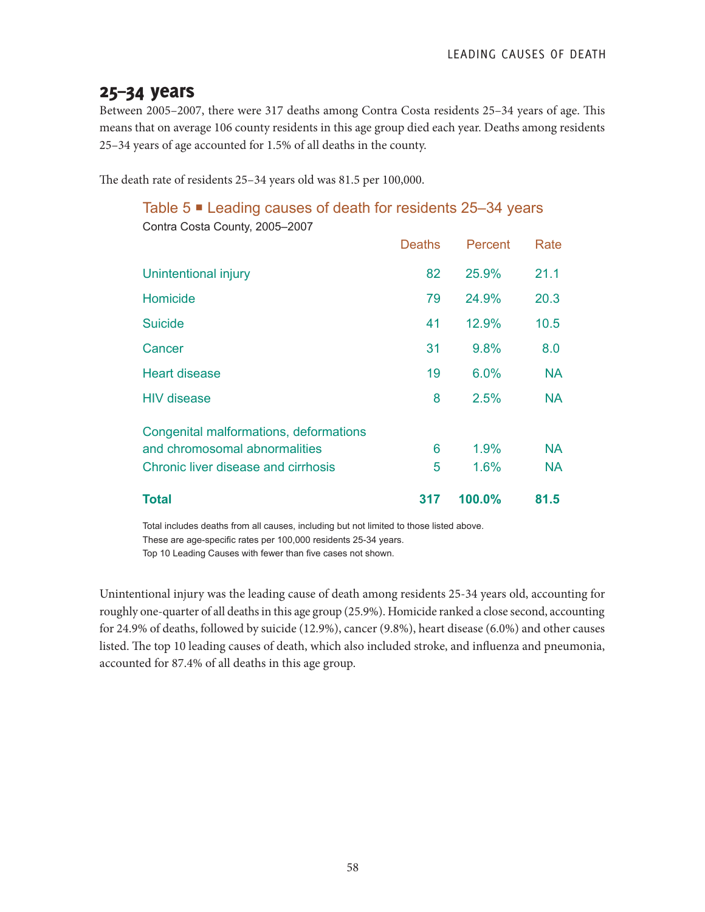## 25–34 years

Between 2005–2007, there were 317 deaths among Contra Costa residents 25–34 years of age. This means that on average 106 county residents in this age group died each year. Deaths among residents 25–34 years of age accounted for 1.5% of all deaths in the county.

The death rate of residents 25–34 years old was 81.5 per 100,000.

### Table 5 ■ Leading causes of death for residents 25–34 years

Contra Costa County, 2005–2007

| | Deaths | Percent | Rate |
|---|---|---|---|
| Unintentional injury | 82 | 25.9% | 21.1 |
| Homicide | 79 | 24.9% | 20.3 |
| Suicide | 41 | 12.9% | 10.5 |
| Cancer | 31 | 9.8% | 8.0 |
| Heart disease | 19 | 6.0% | NA |
| HIV disease | 8 | 2.5% | NA |
| Congenital malformations, deformations and chromosomal abnormalities | 6 | 1.9% | NA |
| Chronic liver disease and cirrhosis | 5 | 1.6% | NA |
| **Total** | **317** | **100.0%** | **81.5** |

Total includes deaths from all causes, including but not limited to those listed above.
These are age-specific rates per 100,000 residents 25-34 years.
Top 10 Leading Causes with fewer than five cases not shown.

Unintentional injury was the leading cause of death among residents 25-34 years old, accounting for roughly one-quarter of all deaths in this age group (25.9%). Homicide ranked a close second, accounting for 24.9% of deaths, followed by suicide (12.9%), cancer (9.8%), heart disease (6.0%) and other causes listed. The top 10 leading causes of death, which also included stroke, and influenza and pneumonia, accounted for 87.4% of all deaths in this age group.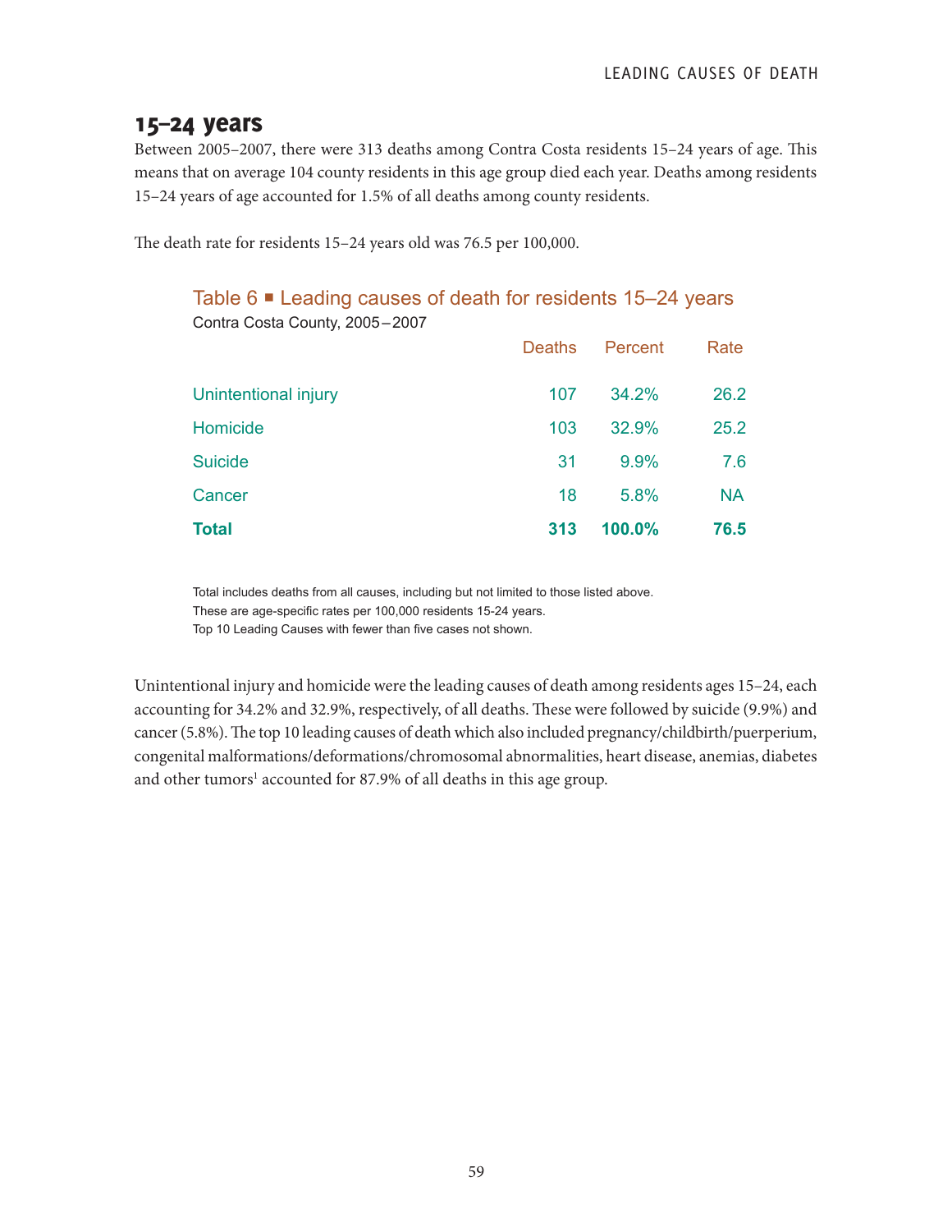## 15–24 years

Between 2005–2007, there were 313 deaths among Contra Costa residents 15–24 years of age. This means that on average 104 county residents in this age group died each year. Deaths among residents 15–24 years of age accounted for 1.5% of all deaths among county residents.

The death rate for residents 15–24 years old was 76.5 per 100,000.

### Table 6 ■ Leading causes of death for residents 15–24 years

Contra Costa County, 2005–2007

| | Deaths | Percent | Rate |
|---|---|---|---|
| Unintentional injury | 107 | 34.2% | 26.2 |
| Homicide | 103 | 32.9% | 25.2 |
| Suicide | 31 | 9.9% | 7.6 |
| Cancer | 18 | 5.8% | NA |
| **Total** | **313** | **100.0%** | **76.5** |

Total includes deaths from all causes, including but not limited to those listed above.
These are age-specific rates per 100,000 residents 15-24 years.
Top 10 Leading Causes with fewer than five cases not shown.

Unintentional injury and homicide were the leading causes of death among residents ages 15–24, each accounting for 34.2% and 32.9%, respectively, of all deaths. These were followed by suicide (9.9%) and cancer (5.8%). The top 10 leading causes of death which also included pregnancy/childbirth/puerperium, congenital malformations/deformations/chromosomal abnormalities, heart disease, anemias, diabetes and other tumors[1] accounted for 87.9% of all deaths in this age group.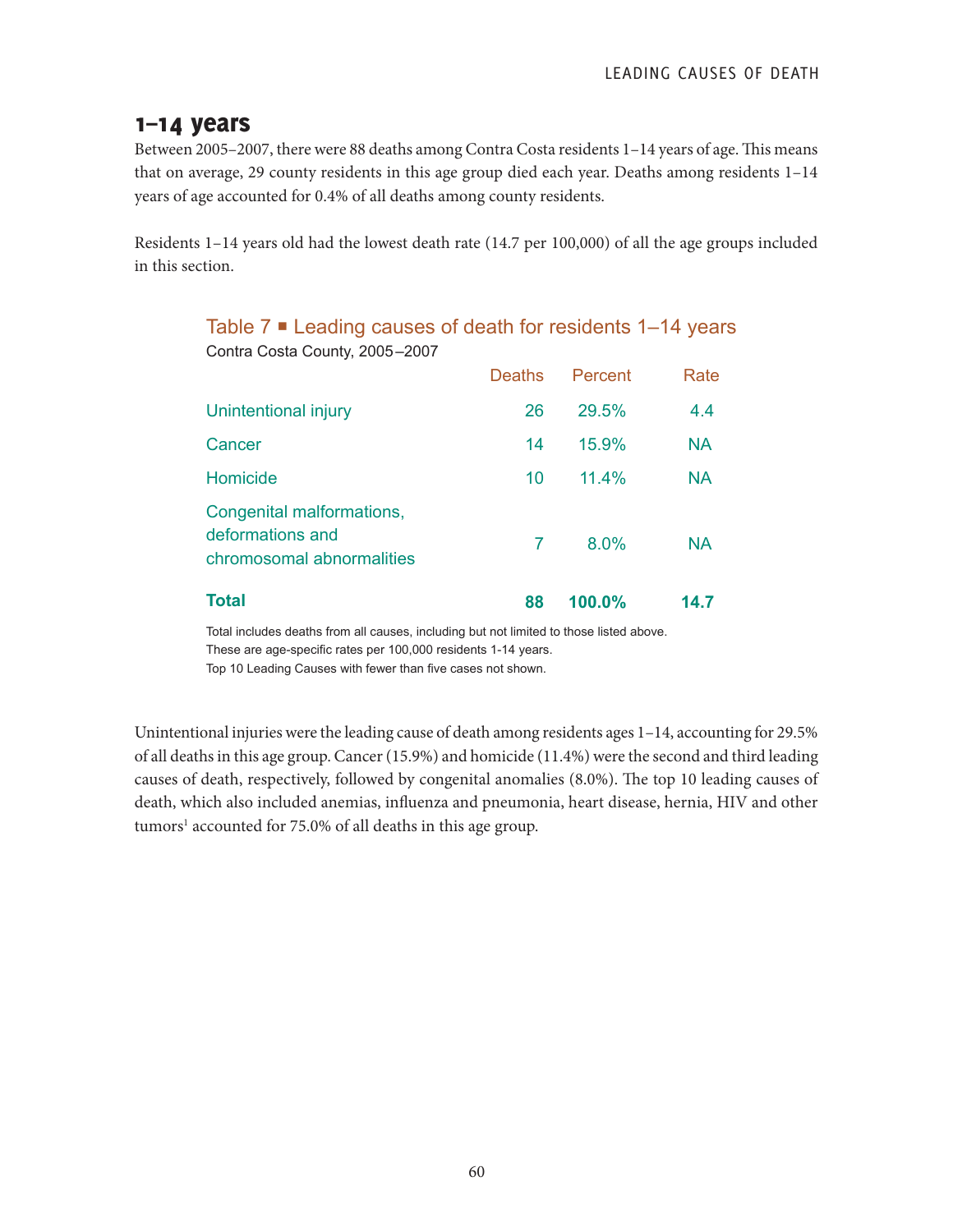## 1–14 years

Between 2005–2007, there were 88 deaths among Contra Costa residents 1–14 years of age. This means that on average, 29 county residents in this age group died each year. Deaths among residents 1–14 years of age accounted for 0.4% of all deaths among county residents.

Residents 1–14 years old had the lowest death rate (14.7 per 100,000) of all the age groups included in this section.

### Table 7 ■ Leading causes of death for residents 1–14 years

Contra Costa County, 2005–2007

| | Deaths | Percent | Rate |
|---|---|---|---|
| Unintentional injury | 26 | 29.5% | 4.4 |
| Cancer | 14 | 15.9% | NA |
| Homicide | 10 | 11.4% | NA |
| Congenital malformations, deformations and chromosomal abnormalities | 7 | 8.0% | NA |
| **Total** | **88** | **100.0%** | **14.7** |

Total includes deaths from all causes, including but not limited to those listed above.
These are age-specific rates per 100,000 residents 1-14 years.
Top 10 Leading Causes with fewer than five cases not shown.

Unintentional injuries were the leading cause of death among residents ages 1–14, accounting for 29.5% of all deaths in this age group. Cancer (15.9%) and homicide (11.4%) were the second and third leading causes of death, respectively, followed by congenital anomalies (8.0%). The top 10 leading causes of death, which also included anemias, influenza and pneumonia, heart disease, hernia, HIV and other tumors[1] accounted for 75.0% of all deaths in this age group.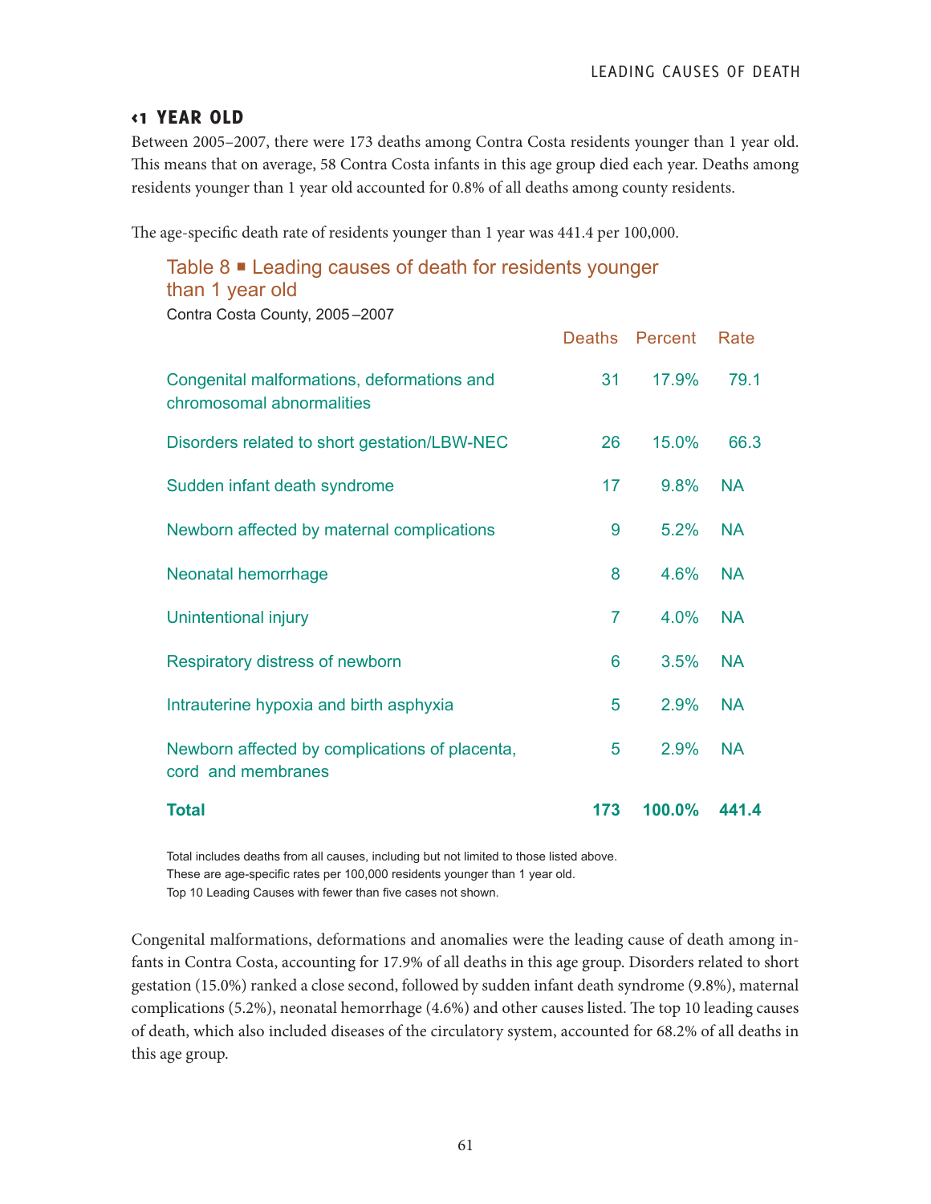## <1 YEAR OLD

Between 2005–2007, there were 173 deaths among Contra Costa residents younger than 1 year old. This means that on average, 58 Contra Costa infants in this age group died each year. Deaths among residents younger than 1 year old accounted for 0.8% of all deaths among county residents.

The age-specific death rate of residents younger than 1 year was 441.4 per 100,000.

### Table 8 ■ Leading causes of death for residents younger than 1 year old

Contra Costa County, 2005–2007

| | Deaths | Percent | Rate |
|---|---|---|---|
| Congenital malformations, deformations and chromosomal abnormalities | 31 | 17.9% | 79.1 |
| Disorders related to short gestation/LBW-NEC | 26 | 15.0% | 66.3 |
| Sudden infant death syndrome | 17 | 9.8% | NA |
| Newborn affected by maternal complications | 9 | 5.2% | NA |
| Neonatal hemorrhage | 8 | 4.6% | NA |
| Unintentional injury | 7 | 4.0% | NA |
| Respiratory distress of newborn | 6 | 3.5% | NA |
| Intrauterine hypoxia and birth asphyxia | 5 | 2.9% | NA |
| Newborn affected by complications of placenta, cord and membranes | 5 | 2.9% | NA |
| **Total** | **173** | **100.0%** | **441.4** |

Total includes deaths from all causes, including but not limited to those listed above.
These are age-specific rates per 100,000 residents younger than 1 year old.
Top 10 Leading Causes with fewer than five cases not shown.

Congenital malformations, deformations and anomalies were the leading cause of death among infants in Contra Costa, accounting for 17.9% of all deaths in this age group. Disorders related to short gestation (15.0%) ranked a close second, followed by sudden infant death syndrome (9.8%), maternal complications (5.2%), neonatal hemorrhage (4.6%) and other causes listed. The top 10 leading causes of death, which also included diseases of the circulatory system, accounted for 68.2% of all deaths in this age group.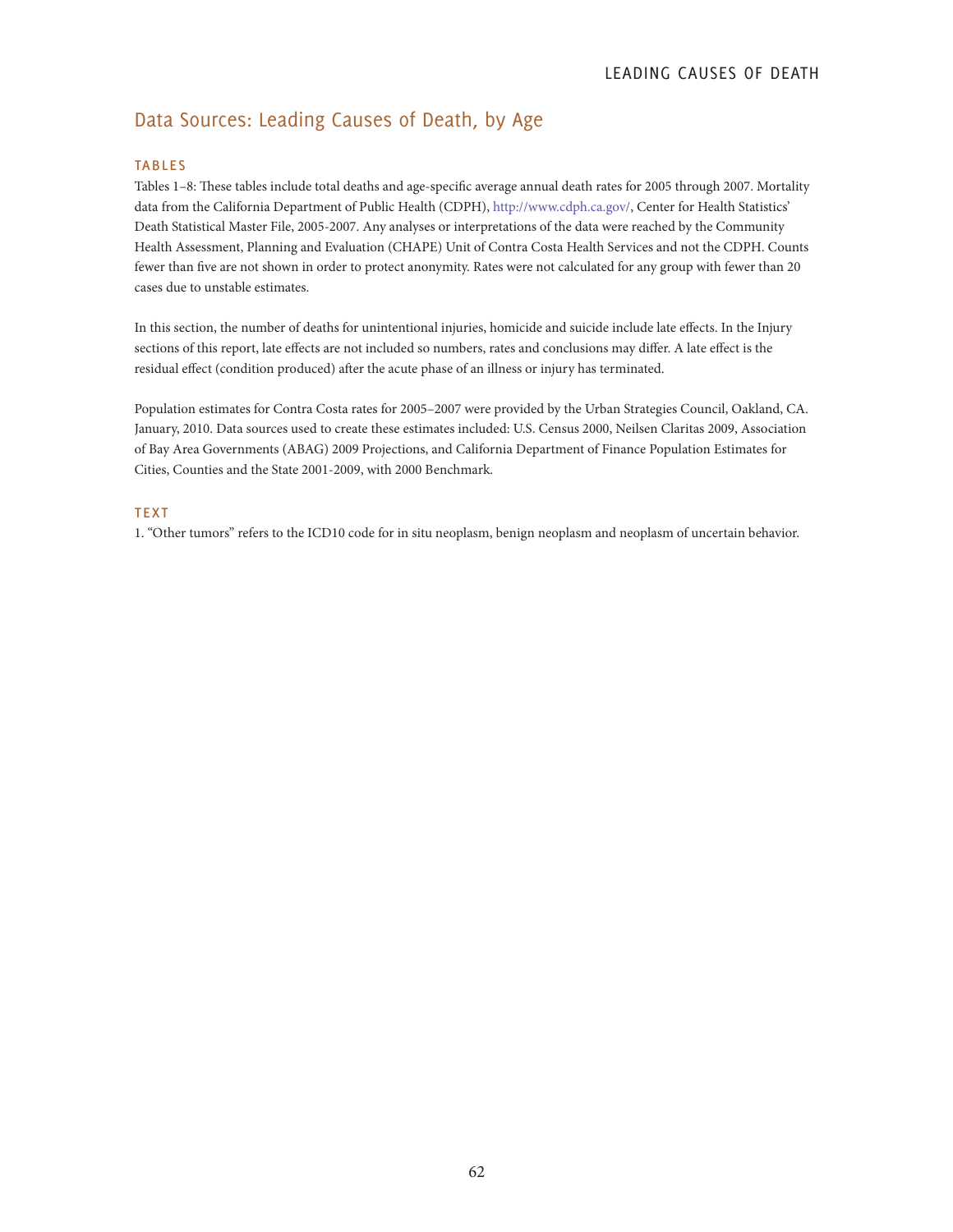## Data Sources: Leading Causes of Death, by Age

### TABLES

Tables 1–8: These tables include total deaths and age-specific average annual death rates for 2005 through 2007. Mortality data from the California Department of Public Health (CDPH), http://www.cdph.ca.gov/, Center for Health Statistics' Death Statistical Master File, 2005-2007. Any analyses or interpretations of the data were reached by the Community Health Assessment, Planning and Evaluation (CHAPE) Unit of Contra Costa Health Services and not the CDPH. Counts fewer than five are not shown in order to protect anonymity. Rates were not calculated for any group with fewer than 20 cases due to unstable estimates.

In this section, the number of deaths for unintentional injuries, homicide and suicide include late effects. In the Injury sections of this report, late effects are not included so numbers, rates and conclusions may differ. A late effect is the residual effect (condition produced) after the acute phase of an illness or injury has terminated.

Population estimates for Contra Costa rates for 2005–2007 were provided by the Urban Strategies Council, Oakland, CA. January, 2010. Data sources used to create these estimates included: U.S. Census 2000, Neilsen Claritas 2009, Association of Bay Area Governments (ABAG) 2009 Projections, and California Department of Finance Population Estimates for Cities, Counties and the State 2001-2009, with 2000 Benchmark.

### TEXT

1. "Other tumors" refers to the ICD10 code for in situ neoplasm, benign neoplasm and neoplasm of uncertain behavior.